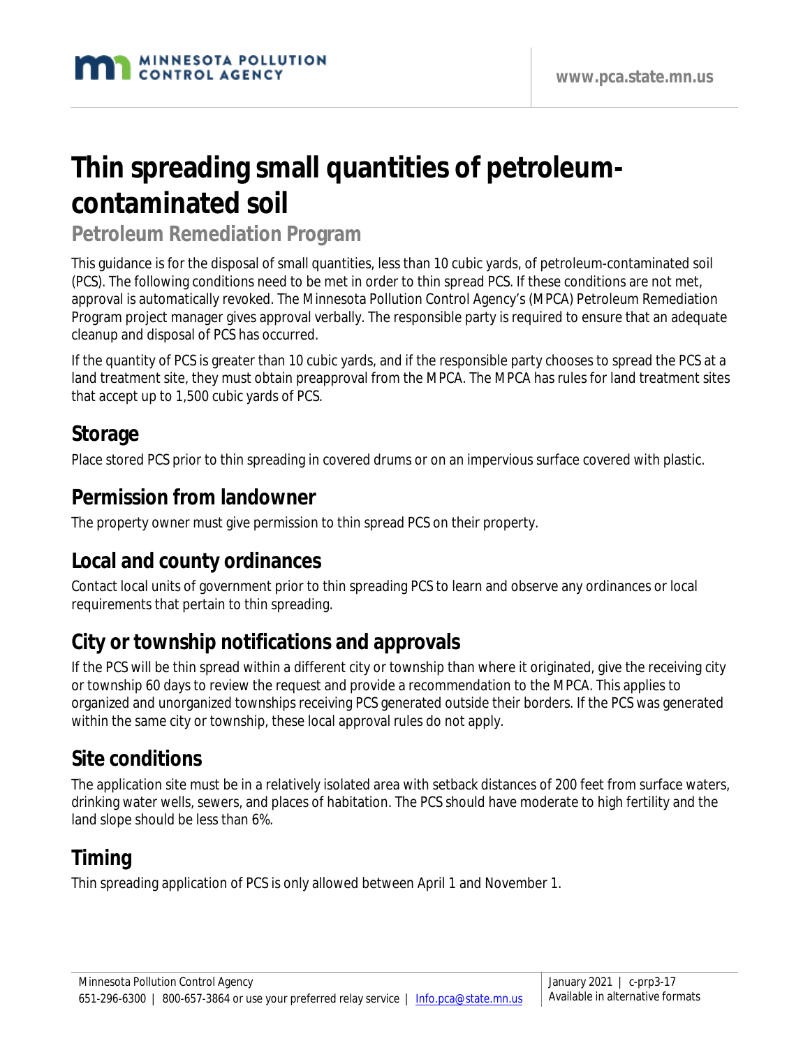# Thin spreading small quantities of petroleum-contaminated soil

## Petroleum Remediation Program

This guidance is for the disposal of small quantities, less than 10 cubic yards, of petroleum-contaminated soil (PCS). The following conditions need to be met in order to thin spread PCS. If these conditions are not met, approval is automatically revoked. The Minnesota Pollution Control Agency's (MPCA) Petroleum Remediation Program project manager gives approval verbally. The responsible party is required to ensure that an adequate cleanup and disposal of PCS has occurred.

If the quantity of PCS is greater than 10 cubic yards, and if the responsible party chooses to spread the PCS at a land treatment site, they must obtain preapproval from the MPCA. The MPCA has rules for land treatment sites that accept up to 1,500 cubic yards of PCS.

## Storage

Place stored PCS prior to thin spreading in covered drums or on an impervious surface covered with plastic.

## Permission from landowner

The property owner must give permission to thin spread PCS on their property.

## Local and county ordinances

Contact local units of government prior to thin spreading PCS to learn and observe any ordinances or local requirements that pertain to thin spreading.

## City or township notifications and approvals

If the PCS will be thin spread within a different city or township than where it originated, give the receiving city or township 60 days to review the request and provide a recommendation to the MPCA. This applies to organized and unorganized townships receiving PCS generated outside their borders. If the PCS was generated within the same city or township, these local approval rules do not apply.

## Site conditions

The application site must be in a relatively isolated area with setback distances of 200 feet from surface waters, drinking water wells, sewers, and places of habitation. The PCS should have moderate to high fertility and the land slope should be less than 6%.

## Timing

Thin spreading application of PCS is only allowed between April 1 and November 1.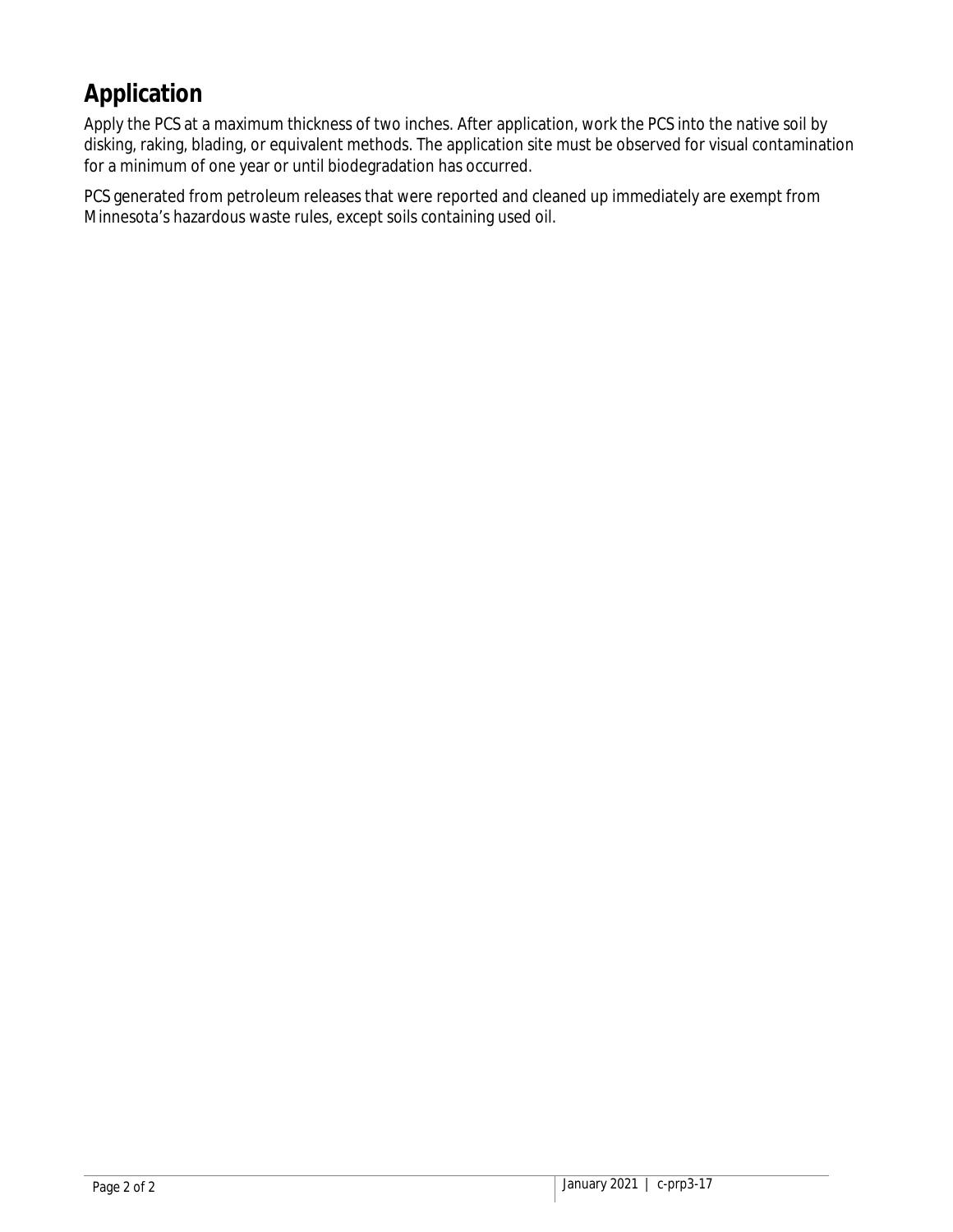## Application

Apply the PCS at a maximum thickness of two inches. After application, work the PCS into the native soil by disking, raking, blading, or equivalent methods. The application site must be observed for visual contamination for a minimum of one year or until biodegradation has occurred.

PCS generated from petroleum releases that were reported and cleaned up immediately are exempt from Minnesota's hazardous waste rules, except soils containing used oil.